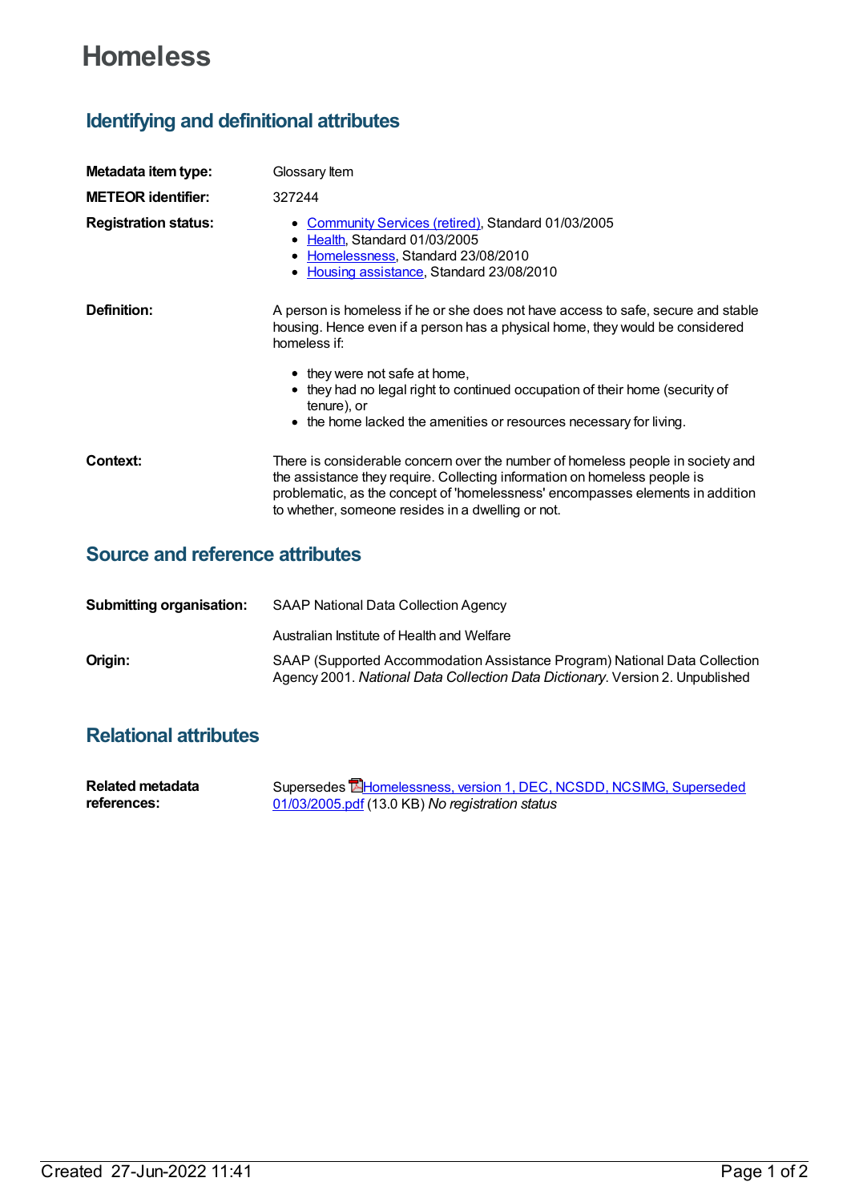# Homeless

## Identifying and definitional attributes

**Metadata item type:** Glossary Item

**METEOR identifier:** 327244

**Registration status:**

- Community Services (retired), Standard 01/03/2005
- Health, Standard 01/03/2005
- Homelessness, Standard 23/08/2010
- Housing assistance, Standard 23/08/2010

**Definition:** A person is homeless if he or she does not have access to safe, secure and stable housing. Hence even if a person has a physical home, they would be considered homeless if:

- they were not safe at home,
- they had no legal right to continued occupation of their home (security of tenure), or
- the home lacked the amenities or resources necessary for living.

**Context:** There is considerable concern over the number of homeless people in society and the assistance they require. Collecting information on homeless people is problematic, as the concept of 'homelessness' encompasses elements in addition to whether, someone resides in a dwelling or not.

## Source and reference attributes

**Submitting organisation:** SAAP National Data Collection Agency

Australian Institute of Health and Welfare

**Origin:** SAAP (Supported Accommodation Assistance Program) National Data Collection Agency 2001. *National Data Collection Data Dictionary*. Version 2. Unpublished

## Relational attributes

**Related metadata references:** Supersedes Homelessness, version 1, DEC, NCSDD, NCSIMG, Superseded 01/03/2005.pdf (13.0 KB) *No registration status*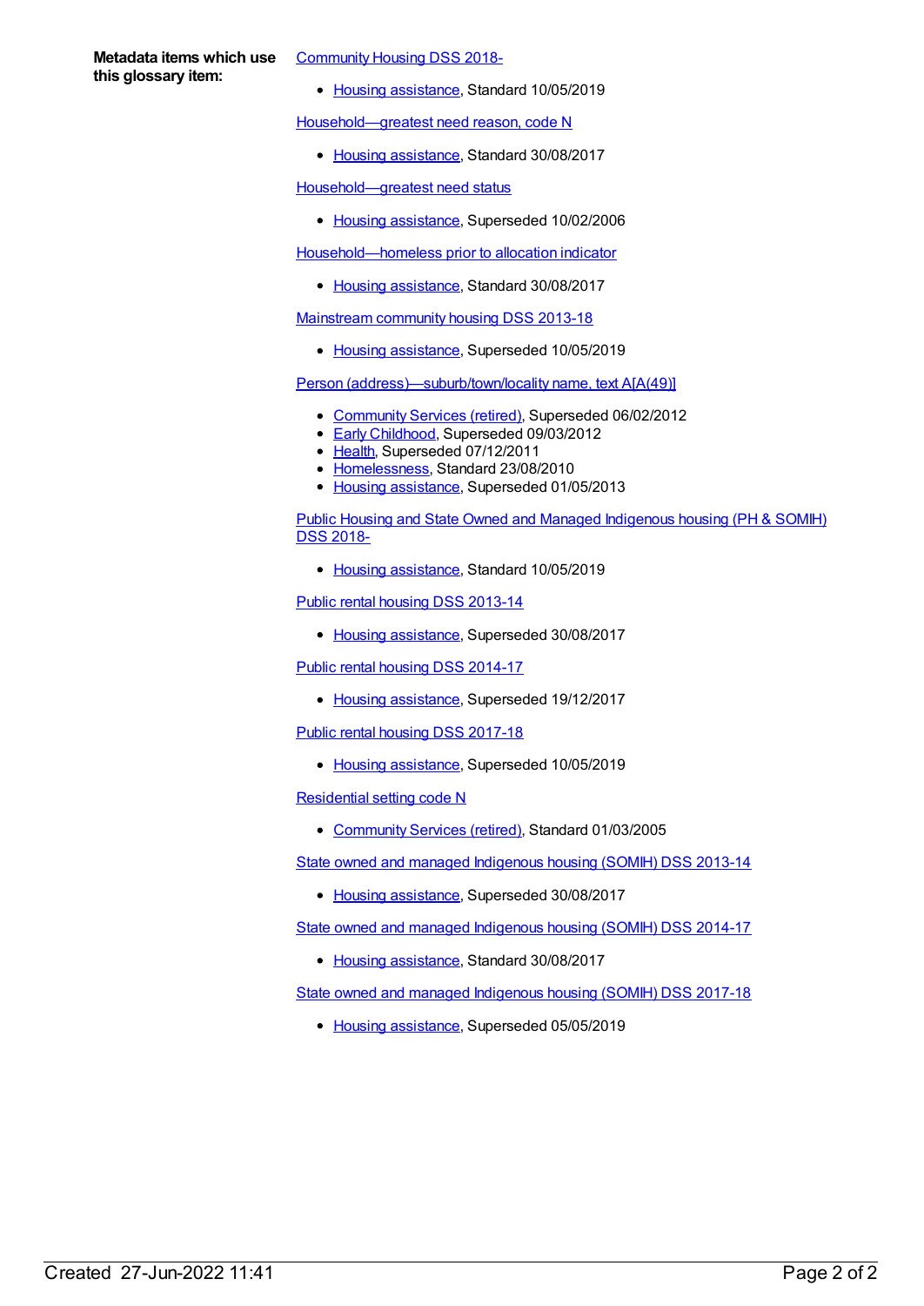**Metadata items which use this glossary item:**

Community Housing DSS 2018-

- Housing assistance, Standard 10/05/2019

Household—greatest need reason, code N

- Housing assistance, Standard 30/08/2017

Household—greatest need status

- Housing assistance, Superseded 10/02/2006

Household—homeless prior to allocation indicator

- Housing assistance, Standard 30/08/2017

Mainstream community housing DSS 2013-18

- Housing assistance, Superseded 10/05/2019

Person (address)—suburb/town/locality name, text A[A(49)]

- Community Services (retired), Superseded 06/02/2012
- Early Childhood, Superseded 09/03/2012
- Health, Superseded 07/12/2011
- Homelessness, Standard 23/08/2010
- Housing assistance, Superseded 01/05/2013

Public Housing and State Owned and Managed Indigenous housing (PH & SOMIH) DSS 2018-

- Housing assistance, Standard 10/05/2019

Public rental housing DSS 2013-14

- Housing assistance, Superseded 30/08/2017

Public rental housing DSS 2014-17

- Housing assistance, Superseded 19/12/2017

Public rental housing DSS 2017-18

- Housing assistance, Superseded 10/05/2019

Residential setting code N

- Community Services (retired), Standard 01/03/2005

State owned and managed Indigenous housing (SOMIH) DSS 2013-14

- Housing assistance, Superseded 30/08/2017

State owned and managed Indigenous housing (SOMIH) DSS 2014-17

- Housing assistance, Standard 30/08/2017

State owned and managed Indigenous housing (SOMIH) DSS 2017-18

- Housing assistance, Superseded 05/05/2019